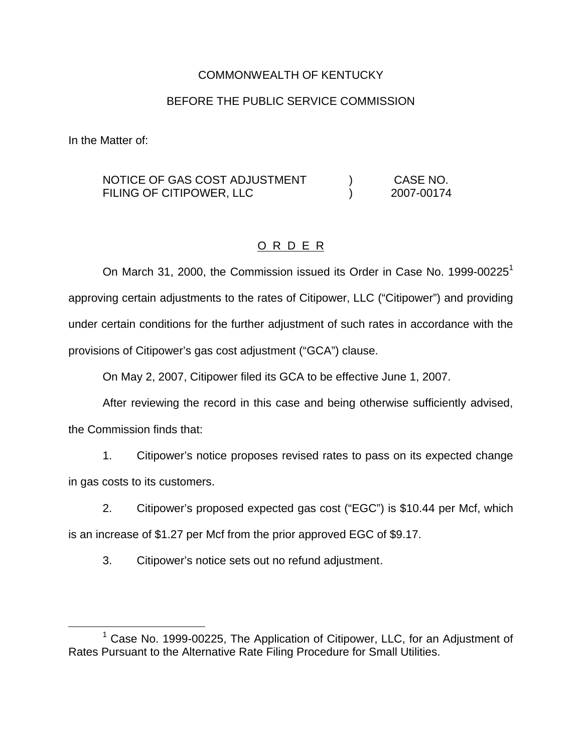COMMONWEALTH OF KENTUCKY

BEFORE THE PUBLIC SERVICE COMMISSION

In the Matter of:

| | | |
|---|---|---|
| NOTICE OF GAS COST ADJUSTMENT FILING OF CITIPOWER, LLC | ) ) | CASE NO. 2007-00174 |

## O R D E R

On March 31, 2000, the Commission issued its Order in Case No. 1999-00225[1] approving certain adjustments to the rates of Citipower, LLC ("Citipower") and providing under certain conditions for the further adjustment of such rates in accordance with the provisions of Citipower's gas cost adjustment ("GCA") clause.

On May 2, 2007, Citipower filed its GCA to be effective June 1, 2007.

After reviewing the record in this case and being otherwise sufficiently advised, the Commission finds that:

1. Citipower's notice proposes revised rates to pass on its expected change in gas costs to its customers.

2. Citipower's proposed expected gas cost ("EGC") is $10.44 per Mcf, which is an increase of $1.27 per Mcf from the prior approved EGC of $9.17.

3. Citipower's notice sets out no refund adjustment.

[1] Case No. 1999-00225, The Application of Citipower, LLC, for an Adjustment of Rates Pursuant to the Alternative Rate Filing Procedure for Small Utilities.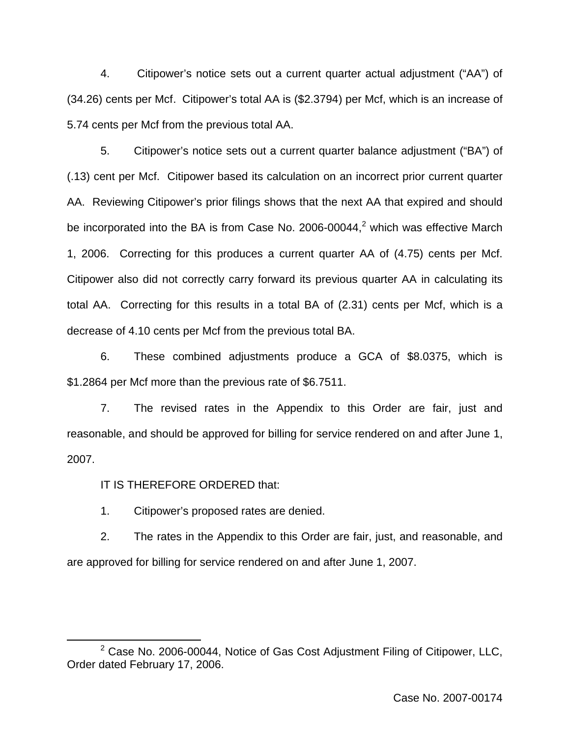4. Citipower's notice sets out a current quarter actual adjustment ("AA") of (34.26) cents per Mcf. Citipower's total AA is ($2.3794) per Mcf, which is an increase of 5.74 cents per Mcf from the previous total AA.

5. Citipower's notice sets out a current quarter balance adjustment ("BA") of (.13) cent per Mcf. Citipower based its calculation on an incorrect prior current quarter AA. Reviewing Citipower's prior filings shows that the next AA that expired and should be incorporated into the BA is from Case No. 2006-00044,[2] which was effective March 1, 2006. Correcting for this produces a current quarter AA of (4.75) cents per Mcf. Citipower also did not correctly carry forward its previous quarter AA in calculating its total AA. Correcting for this results in a total BA of (2.31) cents per Mcf, which is a decrease of 4.10 cents per Mcf from the previous total BA.

6. These combined adjustments produce a GCA of $8.0375, which is $1.2864 per Mcf more than the previous rate of $6.7511.

7. The revised rates in the Appendix to this Order are fair, just and reasonable, and should be approved for billing for service rendered on and after June 1, 2007.

IT IS THEREFORE ORDERED that:

1. Citipower's proposed rates are denied.

2. The rates in the Appendix to this Order are fair, just, and reasonable, and are approved for billing for service rendered on and after June 1, 2007.

[2] Case No. 2006-00044, Notice of Gas Cost Adjustment Filing of Citipower, LLC, Order dated February 17, 2006.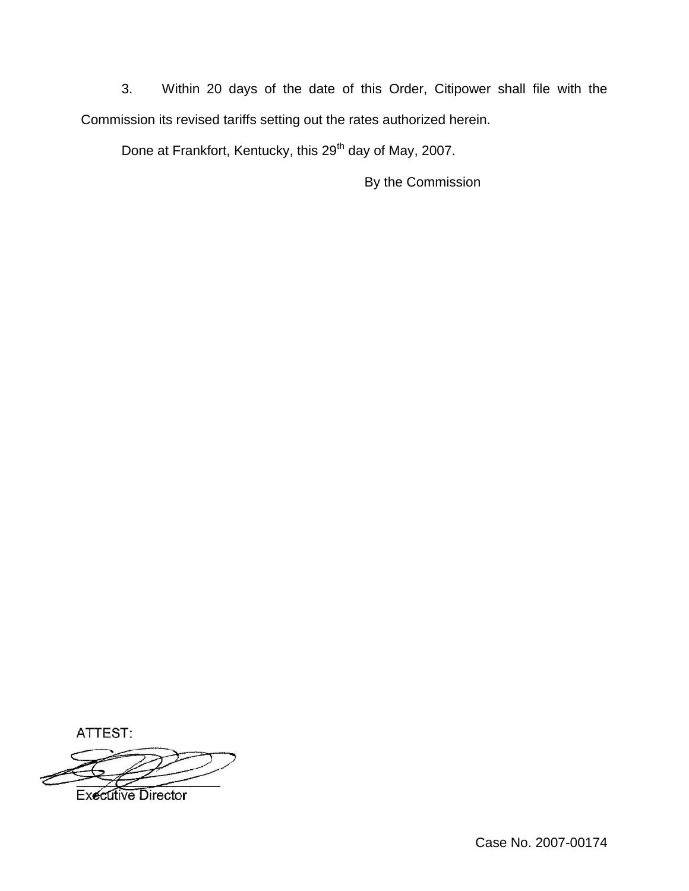3. Within 20 days of the date of this Order, Citipower shall file with the Commission its revised tariffs setting out the rates authorized herein.

Done at Frankfort, Kentucky, this 29th day of May, 2007.

By the Commission

ATTEST:

Executive Director

Case No. 2007-00174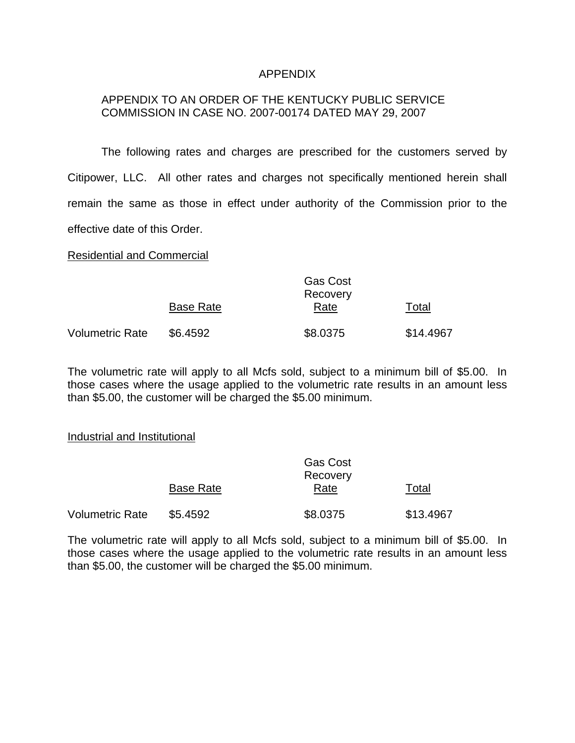# APPENDIX

APPENDIX TO AN ORDER OF THE KENTUCKY PUBLIC SERVICE COMMISSION IN CASE NO. 2007-00174 DATED MAY 29, 2007

The following rates and charges are prescribed for the customers served by Citipower, LLC. All other rates and charges not specifically mentioned herein shall remain the same as those in effect under authority of the Commission prior to the effective date of this Order.

Residential and Commercial

| | Base Rate | Gas Cost Recovery Rate | Total |
|---|---|---|---|
| Volumetric Rate | $6.4592 | $8.0375 | $14.4967 |

The volumetric rate will apply to all Mcfs sold, subject to a minimum bill of $5.00. In those cases where the usage applied to the volumetric rate results in an amount less than $5.00, the customer will be charged the $5.00 minimum.

Industrial and Institutional

| | Base Rate | Gas Cost Recovery Rate | Total |
|---|---|---|---|
| Volumetric Rate | $5.4592 | $8.0375 | $13.4967 |

The volumetric rate will apply to all Mcfs sold, subject to a minimum bill of $5.00. In those cases where the usage applied to the volumetric rate results in an amount less than $5.00, the customer will be charged the $5.00 minimum.